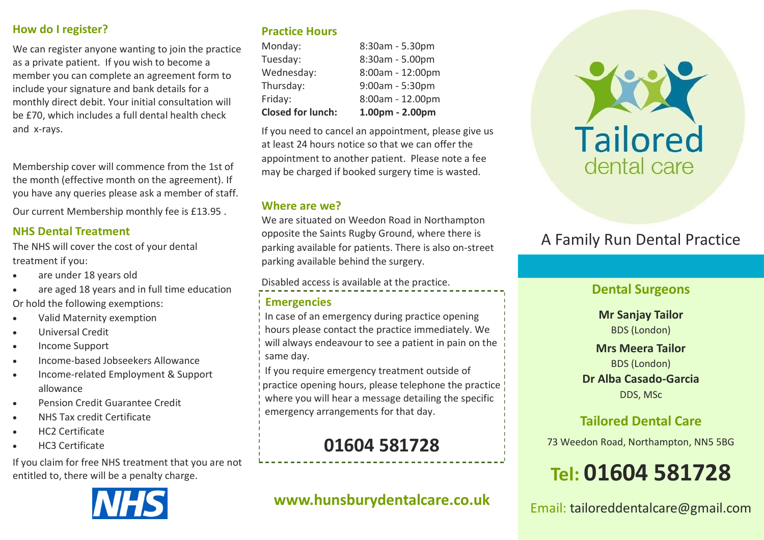## How do I register?

We can register anyone wanting to join the practice as a private patient. If you wish to become a member you can complete an agreement form to include your signature and bank details for a monthly direct debit. Your initial consultation will be £70, which includes a full dental health check and x-rays.

Membership cover will commence from the 1st of the month (effective month on the agreement). If you have any queries please ask a member of staff.

Our current Membership monthly fee is £13.95 .

## NHS Dental Treatment

The NHS will cover the cost of your dental treatment if you:

- are under 18 years old
- are aged 18 years and in full time education

Or hold the following exemptions:

- Valid Maternity exemption
- Universal Credit
- Income Support
- Income-based Jobseekers Allowance
- Income-related Employment & Support allowance
- Pension Credit Guarantee Credit
- NHS Tax credit Certificate
- HC2 Certificate
- HC3 Certificate

If you claim for free NHS treatment that you are not entitled to, there will be a penalty charge.

NHS

## Practice Hours

| | |
|---|---|
| Monday: | 8:30am - 5.30pm |
| Tuesday: | 8:30am - 5.00pm |
| Wednesday: | 8:00am - 12:00pm |
| Thursday: | 9:00am - 5:30pm |
| Friday: | 8:00am - 12.00pm |
| **Closed for lunch:** | **1.00pm - 2.00pm** |

If you need to cancel an appointment, please give us at least 24 hours notice so that we can offer the appointment to another patient. Please note a fee may be charged if booked surgery time is wasted.

## Where are we?

We are situated on Weedon Road in Northampton opposite the Saints Rugby Ground, where there is parking available for patients. There is also on-street parking available behind the surgery.

Disabled access is available at the practice.

## Emergencies

In case of an emergency during practice opening hours please contact the practice immediately. We will always endeavour to see a patient in pain on the same day.

If you require emergency treatment outside of practice opening hours, please telephone the practice where you will hear a message detailing the specific emergency arrangements for that day.

**01604 581728**

**www.hunsburydentalcare.co.uk**

# Tailored dental care

A Family Run Dental Practice

## Dental Surgeons

**Mr Sanjay Tailor**
BDS (London)

**Mrs Meera Tailor**
BDS (London)

**Dr Alba Casado-Garcia**
DDS, MSc

## Tailored Dental Care

73 Weedon Road, Northampton, NN5 5BG

**Tel: 01604 581728**

Email: tailoreddentalcare@gmail.com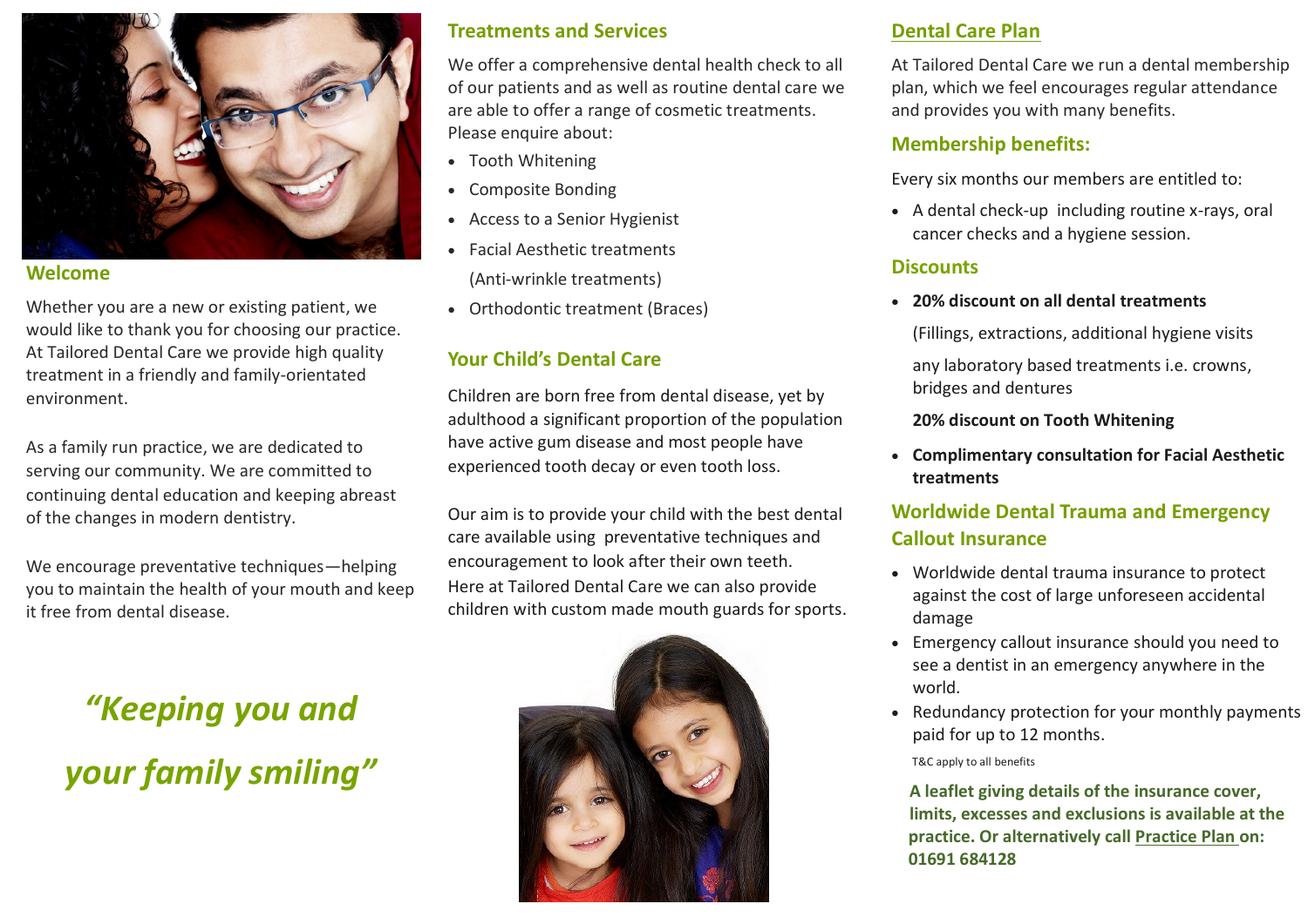## Welcome

Whether you are a new or existing patient, we would like to thank you for choosing our practice. At Tailored Dental Care we provide high quality treatment in a friendly and family-orientated environment.

As a family run practice, we are dedicated to serving our community. We are committed to continuing dental education and keeping abreast of the changes in modern dentistry.

We encourage preventative techniques—helping you to maintain the health of your mouth and keep it free from dental disease.

*"Keeping you and your family smiling"*

## Treatments and Services

We offer a comprehensive dental health check to all of our patients and as well as routine dental care we are able to offer a range of cosmetic treatments. Please enquire about:

- Tooth Whitening
- Composite Bonding
- Access to a Senior Hygienist
- Facial Aesthetic treatments (Anti-wrinkle treatments)
- Orthodontic treatment (Braces)

## Your Child's Dental Care

Children are born free from dental disease, yet by adulthood a significant proportion of the population have active gum disease and most people have experienced tooth decay or even tooth loss.

Our aim is to provide your child with the best dental care available using preventative techniques and encouragement to look after their own teeth. Here at Tailored Dental Care we can also provide children with custom made mouth guards for sports.

## Dental Care Plan

At Tailored Dental Care we run a dental membership plan, which we feel encourages regular attendance and provides you with many benefits.

### Membership benefits:

Every six months our members are entitled to:

- A dental check-up including routine x-rays, oral cancer checks and a hygiene session.

### Discounts

- **20% discount on all dental treatments**

  (Fillings, extractions, additional hygiene visits

  any laboratory based treatments i.e. crowns, bridges and dentures

  **20% discount on Tooth Whitening**

- **Complimentary consultation for Facial Aesthetic treatments**

### Worldwide Dental Trauma and Emergency Callout Insurance

- Worldwide dental trauma insurance to protect against the cost of large unforeseen accidental damage
- Emergency callout insurance should you need to see a dentist in an emergency anywhere in the world.
- Redundancy protection for your monthly payments paid for up to 12 months.

T&C apply to all benefits

**A leaflet giving details of the insurance cover, limits, excesses and exclusions is available at the practice. Or alternatively call Practice Plan on: 01691 684128**